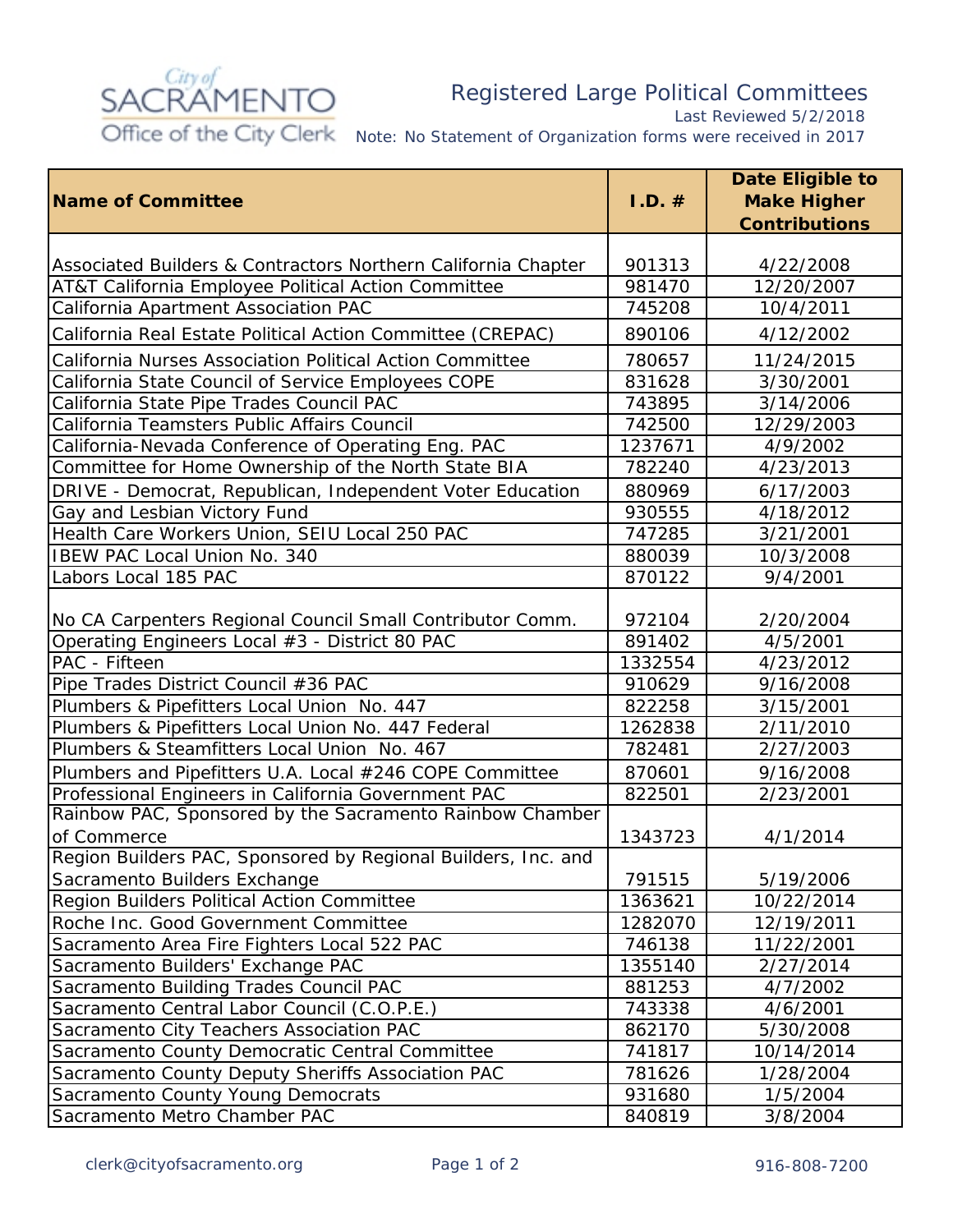City of SACRAMENTO
Office of the City Clerk

# Registered Large Political Committees

Last Reviewed 5/2/2018

Note: No Statement of Organization forms were received in 2017

| Name of Committee | I.D. # | Date Eligible to Make Higher Contributions |
|---|---|---|
| Associated Builders & Contractors Northern California Chapter | 901313 | 4/22/2008 |
| AT&T California Employee Political Action Committee | 981470 | 12/20/2007 |
| California Apartment Association PAC | 745208 | 10/4/2011 |
| California Real Estate Political Action Committee (CREPAC) | 890106 | 4/12/2002 |
| California Nurses Association Political Action Committee | 780657 | 11/24/2015 |
| California State Council of Service Employees COPE | 831628 | 3/30/2001 |
| California State Pipe Trades Council PAC | 743895 | 3/14/2006 |
| California Teamsters Public Affairs Council | 742500 | 12/29/2003 |
| California-Nevada Conference of Operating Eng. PAC | 1237671 | 4/9/2002 |
| Committee for Home Ownership of the North State BIA | 782240 | 4/23/2013 |
| DRIVE - Democrat, Republican, Independent Voter Education | 880969 | 6/17/2003 |
| Gay and Lesbian Victory Fund | 930555 | 4/18/2012 |
| Health Care Workers Union, SEIU Local 250 PAC | 747285 | 3/21/2001 |
| IBEW PAC Local Union No. 340 | 880039 | 10/3/2008 |
| Labors Local 185 PAC | 870122 | 9/4/2001 |
| No CA Carpenters Regional Council Small Contributor Comm. | 972104 | 2/20/2004 |
| Operating Engineers Local #3 - District 80 PAC | 891402 | 4/5/2001 |
| PAC - Fifteen | 1332554 | 4/23/2012 |
| Pipe Trades District Council #36 PAC | 910629 | 9/16/2008 |
| Plumbers & Pipefitters Local Union No. 447 | 822258 | 3/15/2001 |
| Plumbers & Pipefitters Local Union No. 447 Federal | 1262838 | 2/11/2010 |
| Plumbers & Steamfitters Local Union No. 467 | 782481 | 2/27/2003 |
| Plumbers and Pipefitters U.A. Local #246 COPE Committee | 870601 | 9/16/2008 |
| Professional Engineers in California Government PAC | 822501 | 2/23/2001 |
| Rainbow PAC, Sponsored by the Sacramento Rainbow Chamber of Commerce | 1343723 | 4/1/2014 |
| Region Builders PAC, Sponsored by Regional Builders, Inc. and Sacramento Builders Exchange | 791515 | 5/19/2006 |
| Region Builders Political Action Committee | 1363621 | 10/22/2014 |
| Roche Inc. Good Government Committee | 1282070 | 12/19/2011 |
| Sacramento Area Fire Fighters Local 522 PAC | 746138 | 11/22/2001 |
| Sacramento Builders' Exchange PAC | 1355140 | 2/27/2014 |
| Sacramento Building Trades Council PAC | 881253 | 4/7/2002 |
| Sacramento Central Labor Council (C.O.P.E.) | 743338 | 4/6/2001 |
| Sacramento City Teachers Association PAC | 862170 | 5/30/2008 |
| Sacramento County Democratic Central Committee | 741817 | 10/14/2014 |
| Sacramento County Deputy Sheriffs Association PAC | 781626 | 1/28/2004 |
| Sacramento County Young Democrats | 931680 | 1/5/2004 |
| Sacramento Metro Chamber PAC | 840819 | 3/8/2004 |

clerk@cityofsacramento.org 916-808-7200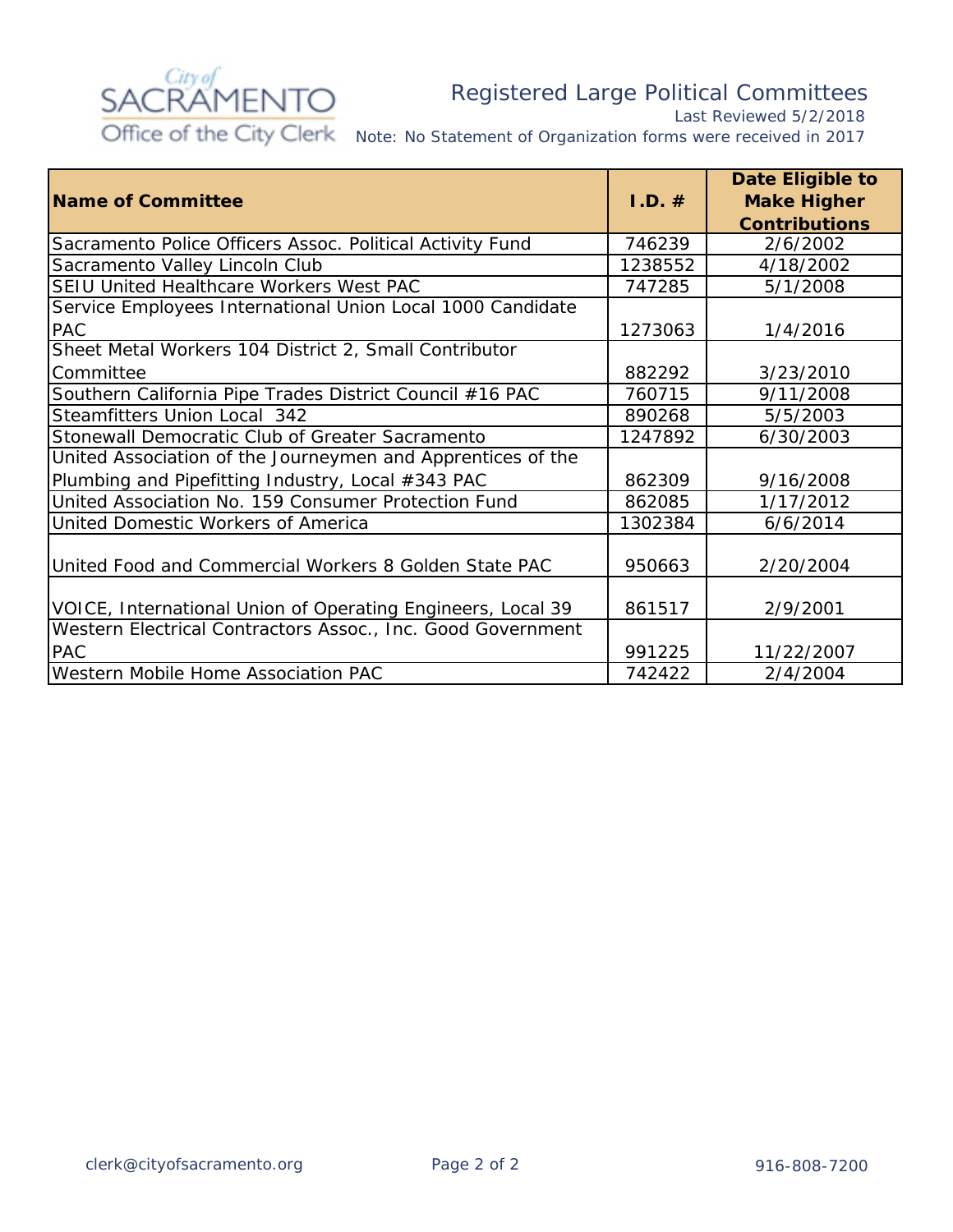City of SACRAMENTO Office of the City Clerk

# Registered Large Political Committees

Last Reviewed 5/2/2018

Note: No Statement of Organization forms were received in 2017

| Name of Committee | I.D. # | Date Eligible to Make Higher Contributions |
|---|---|---|
| Sacramento Police Officers Assoc. Political Activity Fund | 746239 | 2/6/2002 |
| Sacramento Valley Lincoln Club | 1238552 | 4/18/2002 |
| SEIU United Healthcare Workers West PAC | 747285 | 5/1/2008 |
| Service Employees International Union Local 1000 Candidate PAC | 1273063 | 1/4/2016 |
| Sheet Metal Workers 104 District 2, Small Contributor Committee | 882292 | 3/23/2010 |
| Southern California Pipe Trades District Council #16 PAC | 760715 | 9/11/2008 |
| Steamfitters Union Local 342 | 890268 | 5/5/2003 |
| Stonewall Democratic Club of Greater Sacramento | 1247892 | 6/30/2003 |
| United Association of the Journeymen and Apprentices of the Plumbing and Pipefitting Industry, Local #343 PAC | 862309 | 9/16/2008 |
| United Association No. 159 Consumer Protection Fund | 862085 | 1/17/2012 |
| United Domestic Workers of America | 1302384 | 6/6/2014 |
| United Food and Commercial Workers 8 Golden State PAC | 950663 | 2/20/2004 |
| VOICE, International Union of Operating Engineers, Local 39 | 861517 | 2/9/2001 |
| Western Electrical Contractors Assoc., Inc. Good Government PAC | 991225 | 11/22/2007 |
| Western Mobile Home Association PAC | 742422 | 2/4/2004 |

clerk@cityofsacramento.org 916-808-7200